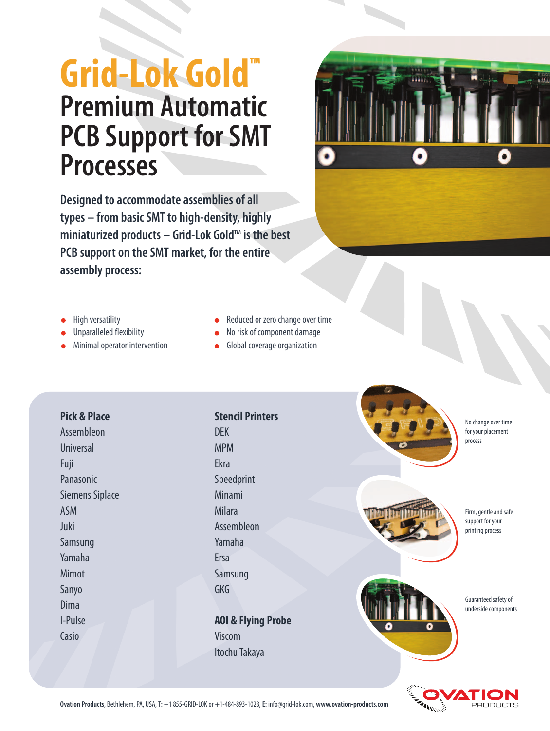# Grid-Lok Gold™

## Premium Automatic PCB Support for SMT Processes

**Designed to accommodate assemblies of all types – from basic SMT to high-density, highly miniaturized products – Grid-Lok Gold™ is the best PCB support on the SMT market, for the entire assembly process:**

- High versatility
- Unparalleled flexibility
- Minimal operator intervention
- Reduced or zero change over time
- No risk of component damage
- Global coverage organization

### Pick & Place

Assembleon
Universal
Fuji
Panasonic
Siemens Siplace
ASM
Juki
Samsung
Yamaha
Mimot
Sanyo
Dima
I-Pulse
Casio

### Stencil Printers

DEK
MPM
Ekra
Speedprint
Minami
Milara
Assembleon
Yamaha
Ersa
Samsung
GKG

### AOI & Flying Probe

Viscom
Itochu Takaya

No change over time for your placement process

Firm, gentle and safe support for your printing process

Guaranteed safety of underside components

**Ovation Products**, Bethlehem, PA, USA, **T:** +1 855-GRID-LOK or +1-484-893-1028, **E:** info@grid-lok.com, **www.ovation-products.com**

OVATION PRODUCTS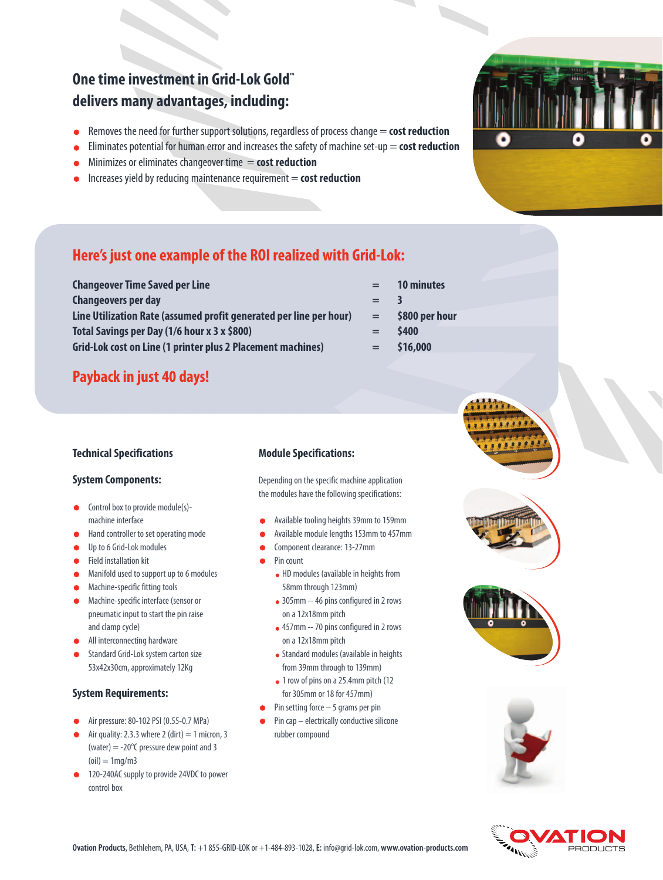## One time investment in Grid-Lok Gold™ delivers many advantages, including:

- Removes the need for further support solutions, regardless of process change = **cost reduction**
- Eliminates potential for human error and increases the safety of machine set-up = **cost reduction**
- Minimizes or eliminates changeover time = **cost reduction**
- Increases yield by reducing maintenance requirement = **cost reduction**

## Here's just one example of the ROI realized with Grid-Lok:

| | | |
|---|---|---|
| **Changeover Time Saved per Line** | = | **10 minutes** |
| **Changeovers per day** | = | **3** |
| **Line Utilization Rate (assumed profit generated per line per hour)** | = | **$800 per hour** |
| **Total Savings per Day (1/6 hour x 3 x $800)** | = | **$400** |
| **Grid-Lok cost on Line (1 printer plus 2 Placement machines)** | = | **$16,000** |

## Payback in just 40 days!

### Technical Specifications

#### System Components:

- Control box to provide module(s)-machine interface
- Hand controller to set operating mode
- Up to 6 Grid-Lok modules
- Field installation kit
- Manifold used to support up to 6 modules
- Machine-specific fitting tools
- Machine-specific interface (sensor or pneumatic input to start the pin raise and clamp cycle)
- All interconnecting hardware
- Standard Grid-Lok system carton size 53x42x30cm, approximately 12Kg

#### System Requirements:

- Air pressure: 80-102 PSI (0.55-0.7 MPa)
- Air quality: 2.3.3 where 2 (dirt) = 1 micron, 3 (water) = -20°C pressure dew point and 3 (oil) = 1mg/m3
- 120-240AC supply to provide 24VDC to power control box

### Module Specifications:

Depending on the specific machine application the modules have the following specifications:

- Available tooling heights 39mm to 159mm
- Available module lengths 153mm to 457mm
- Component clearance: 13-27mm
- Pin count
  - HD modules (available in heights from 58mm through 123mm)
  - 305mm -- 46 pins configured in 2 rows on a 12x18mm pitch
  - 457mm -- 70 pins configured in 2 rows on a 12x18mm pitch
  - Standard modules (available in heights from 39mm through to 139mm)
  - 1 row of pins on a 25.4mm pitch (12 for 305mm or 18 for 457mm)
- Pin setting force – 5 grams per pin
- Pin cap – electrically conductive silicone rubber compound

**Ovation Products**, Bethlehem, PA, USA, **T:** +1 855-GRID-LOK or +1-484-893-1028, **E:** info@grid-lok.com, **www.ovation-products.com**